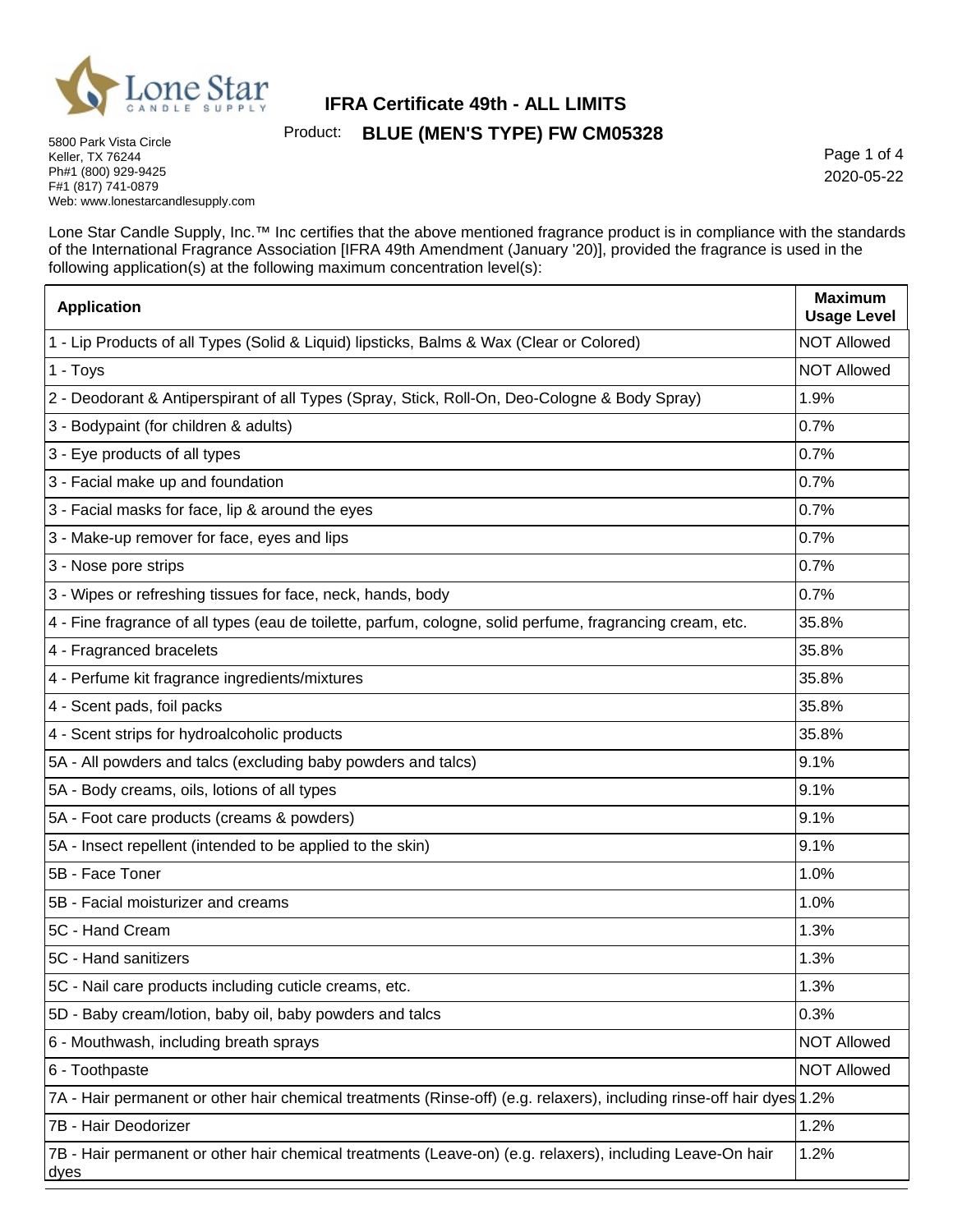Lone Star CANDLE SUPPLY

# IFRA Certificate 49th - ALL LIMITS

Product: **BLUE (MEN'S TYPE) FW CM05328**

5800 Park Vista Circle
Keller, TX 76244
Ph#1 (800) 929-9425
F#1 (817) 741-0879
Web: www.lonestarcandlesupply.com

2020-05-22

Lone Star Candle Supply, Inc.™ Inc certifies that the above mentioned fragrance product is in compliance with the standards of the International Fragrance Association [IFRA 49th Amendment (January '20)], provided the fragrance is used in the following application(s) at the following maximum concentration level(s):

| Application | Maximum Usage Level |
|---|---|
| 1 - Lip Products of all Types (Solid & Liquid) lipsticks, Balms & Wax (Clear or Colored) | NOT Allowed |
| 1 - Toys | NOT Allowed |
| 2 - Deodorant & Antiperspirant of all Types (Spray, Stick, Roll-On, Deo-Cologne & Body Spray) | 1.9% |
| 3 - Bodypaint (for children & adults) | 0.7% |
| 3 - Eye products of all types | 0.7% |
| 3 - Facial make up and foundation | 0.7% |
| 3 - Facial masks for face, lip & around the eyes | 0.7% |
| 3 - Make-up remover for face, eyes and lips | 0.7% |
| 3 - Nose pore strips | 0.7% |
| 3 - Wipes or refreshing tissues for face, neck, hands, body | 0.7% |
| 4 - Fine fragrance of all types (eau de toilette, parfum, cologne, solid perfume, fragrancing cream, etc. | 35.8% |
| 4 - Fragranced bracelets | 35.8% |
| 4 - Perfume kit fragrance ingredients/mixtures | 35.8% |
| 4 - Scent pads, foil packs | 35.8% |
| 4 - Scent strips for hydroalcoholic products | 35.8% |
| 5A - All powders and talcs (excluding baby powders and talcs) | 9.1% |
| 5A - Body creams, oils, lotions of all types | 9.1% |
| 5A - Foot care products (creams & powders) | 9.1% |
| 5A - Insect repellent (intended to be applied to the skin) | 9.1% |
| 5B - Face Toner | 1.0% |
| 5B - Facial moisturizer and creams | 1.0% |
| 5C - Hand Cream | 1.3% |
| 5C - Hand sanitizers | 1.3% |
| 5C - Nail care products including cuticle creams, etc. | 1.3% |
| 5D - Baby cream/lotion, baby oil, baby powders and talcs | 0.3% |
| 6 - Mouthwash, including breath sprays | NOT Allowed |
| 6 - Toothpaste | NOT Allowed |
| 7A - Hair permanent or other hair chemical treatments (Rinse-off) (e.g. relaxers), including rinse-off hair dyes | 1.2% |
| 7B - Hair Deodorizer | 1.2% |
| 7B - Hair permanent or other hair chemical treatments (Leave-on) (e.g. relaxers), including Leave-On hair dyes | 1.2% |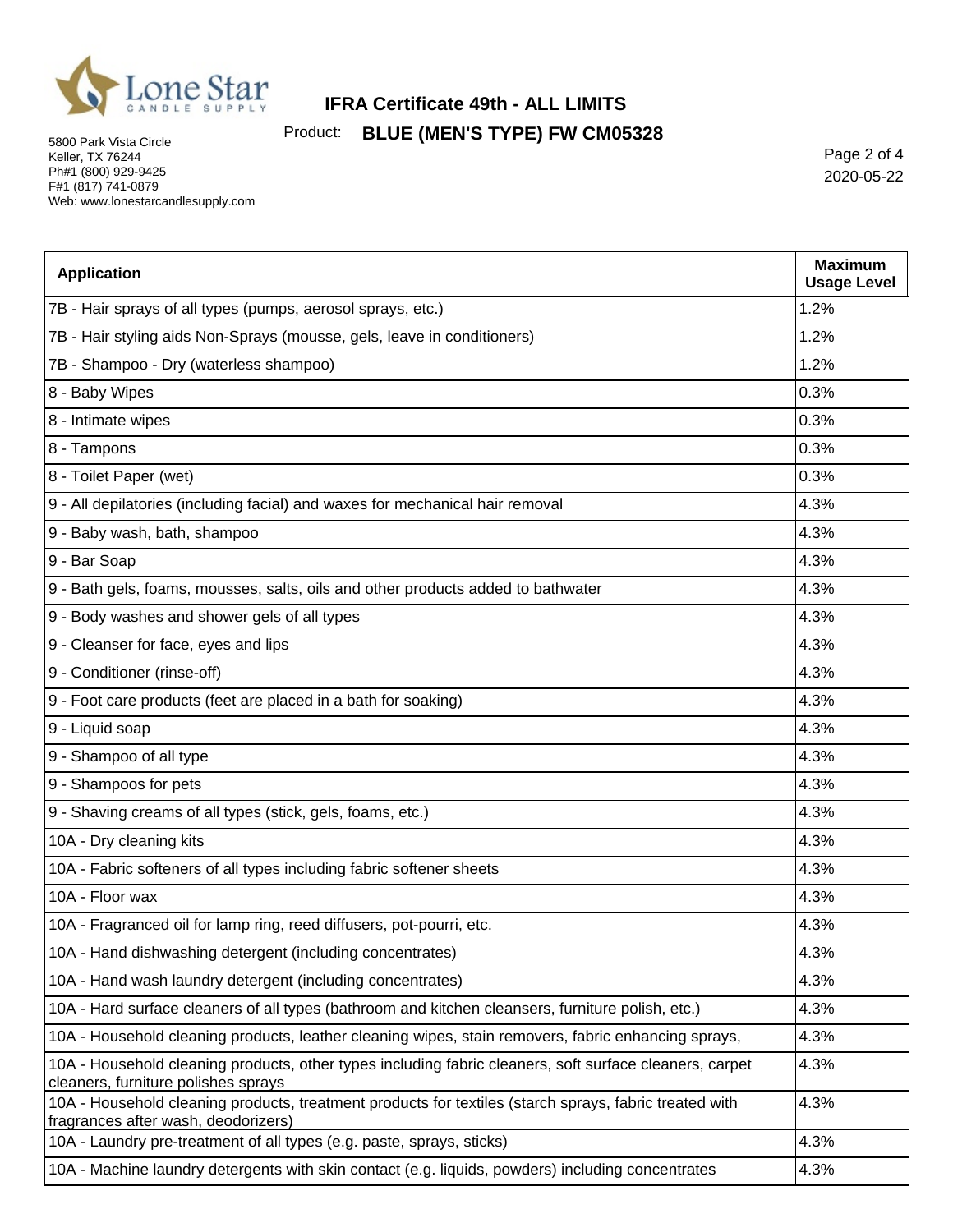| Application | Maximum Usage Level |
|---|---|
| 7B - Hair sprays of all types (pumps, aerosol sprays, etc.) | 1.2% |
| 7B - Hair styling aids Non-Sprays (mousse, gels, leave in conditioners) | 1.2% |
| 7B - Shampoo - Dry (waterless shampoo) | 1.2% |
| 8 - Baby Wipes | 0.3% |
| 8 - Intimate wipes | 0.3% |
| 8 - Tampons | 0.3% |
| 8 - Toilet Paper (wet) | 0.3% |
| 9 - All depilatories (including facial) and waxes for mechanical hair removal | 4.3% |
| 9 - Baby wash, bath, shampoo | 4.3% |
| 9 - Bar Soap | 4.3% |
| 9 - Bath gels, foams, mousses, salts, oils and other products added to bathwater | 4.3% |
| 9 - Body washes and shower gels of all types | 4.3% |
| 9 - Cleanser for face, eyes and lips | 4.3% |
| 9 - Conditioner (rinse-off) | 4.3% |
| 9 - Foot care products (feet are placed in a bath for soaking) | 4.3% |
| 9 - Liquid soap | 4.3% |
| 9 - Shampoo of all type | 4.3% |
| 9 - Shampoos for pets | 4.3% |
| 9 - Shaving creams of all types (stick, gels, foams, etc.) | 4.3% |
| 10A - Dry cleaning kits | 4.3% |
| 10A - Fabric softeners of all types including fabric softener sheets | 4.3% |
| 10A - Floor wax | 4.3% |
| 10A - Fragranced oil for lamp ring, reed diffusers, pot-pourri, etc. | 4.3% |
| 10A - Hand dishwashing detergent (including concentrates) | 4.3% |
| 10A - Hand wash laundry detergent (including concentrates) | 4.3% |
| 10A - Hard surface cleaners of all types (bathroom and kitchen cleansers, furniture polish, etc.) | 4.3% |
| 10A - Household cleaning products, leather cleaning wipes, stain removers, fabric enhancing sprays, | 4.3% |
| 10A - Household cleaning products, other types including fabric cleaners, soft surface cleaners, carpet cleaners, furniture polishes sprays | 4.3% |
| 10A - Household cleaning products, treatment products for textiles (starch sprays, fabric treated with fragrances after wash, deodorizers) | 4.3% |
| 10A - Laundry pre-treatment of all types (e.g. paste, sprays, sticks) | 4.3% |
| 10A - Machine laundry detergents with skin contact (e.g. liquids, powders) including concentrates | 4.3% |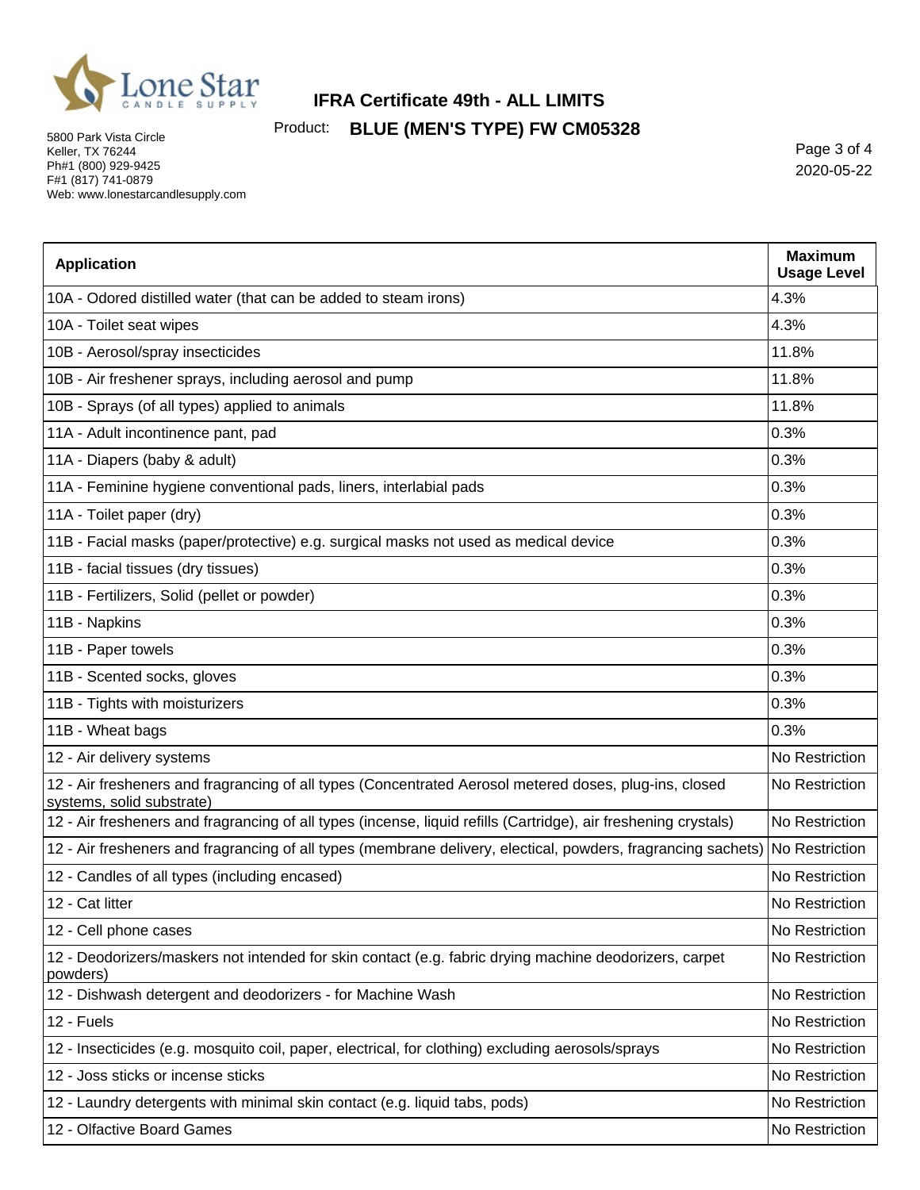# IFRA Certificate 49th - ALL LIMITS

Product: **BLUE (MEN'S TYPE) FW CM05328**

5800 Park Vista Circle
Keller, TX 76244
Ph#1 (800) 929-9425
F#1 (817) 741-0879
Web: www.lonestarcandlesupply.com

2020-05-22

| Application | Maximum Usage Level |
|---|---|
| 10A - Odored distilled water (that can be added to steam irons) | 4.3% |
| 10A - Toilet seat wipes | 4.3% |
| 10B - Aerosol/spray insecticides | 11.8% |
| 10B - Air freshener sprays, including aerosol and pump | 11.8% |
| 10B - Sprays (of all types) applied to animals | 11.8% |
| 11A - Adult incontinence pant, pad | 0.3% |
| 11A - Diapers (baby & adult) | 0.3% |
| 11A - Feminine hygiene conventional pads, liners, interlabial pads | 0.3% |
| 11A - Toilet paper (dry) | 0.3% |
| 11B - Facial masks (paper/protective) e.g. surgical masks not used as medical device | 0.3% |
| 11B - facial tissues (dry tissues) | 0.3% |
| 11B - Fertilizers, Solid (pellet or powder) | 0.3% |
| 11B - Napkins | 0.3% |
| 11B - Paper towels | 0.3% |
| 11B - Scented socks, gloves | 0.3% |
| 11B - Tights with moisturizers | 0.3% |
| 11B - Wheat bags | 0.3% |
| 12 - Air delivery systems | No Restriction |
| 12 - Air fresheners and fragrancing of all types (Concentrated Aerosol metered doses, plug-ins, closed systems, solid substrate) | No Restriction |
| 12 - Air fresheners and fragrancing of all types (incense, liquid refills (Cartridge), air freshening crystals) | No Restriction |
| 12 - Air fresheners and fragrancing of all types (membrane delivery, electical, powders, fragrancing sachets) | No Restriction |
| 12 - Candles of all types (including encased) | No Restriction |
| 12 - Cat litter | No Restriction |
| 12 - Cell phone cases | No Restriction |
| 12 - Deodorizers/maskers not intended for skin contact (e.g. fabric drying machine deodorizers, carpet powders) | No Restriction |
| 12 - Dishwash detergent and deodorizers - for Machine Wash | No Restriction |
| 12 - Fuels | No Restriction |
| 12 - Insecticides (e.g. mosquito coil, paper, electrical, for clothing) excluding aerosols/sprays | No Restriction |
| 12 - Joss sticks or incense sticks | No Restriction |
| 12 - Laundry detergents with minimal skin contact (e.g. liquid tabs, pods) | No Restriction |
| 12 - Olfactive Board Games | No Restriction |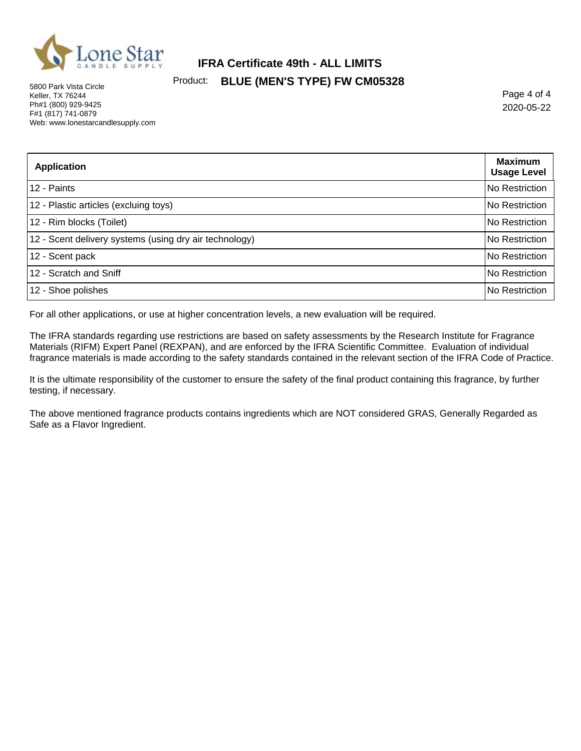| Application | Maximum Usage Level |
|---|---|
| 12 - Paints | No Restriction |
| 12 - Plastic articles (excluing toys) | No Restriction |
| 12 - Rim blocks (Toilet) | No Restriction |
| 12 - Scent delivery systems (using dry air technology) | No Restriction |
| 12 - Scent pack | No Restriction |
| 12 - Scratch and Sniff | No Restriction |
| 12 - Shoe polishes | No Restriction |

For all other applications, or use at higher concentration levels, a new evaluation will be required.

The IFRA standards regarding use restrictions are based on safety assessments by the Research Institute for Fragrance Materials (RIFM) Expert Panel (REXPAN), and are enforced by the IFRA Scientific Committee. Evaluation of individual fragrance materials is made according to the safety standards contained in the relevant section of the IFRA Code of Practice.

It is the ultimate responsibility of the customer to ensure the safety of the final product containing this fragrance, by further testing, if necessary.

The above mentioned fragrance products contains ingredients which are NOT considered GRAS, Generally Regarded as Safe as a Flavor Ingredient.